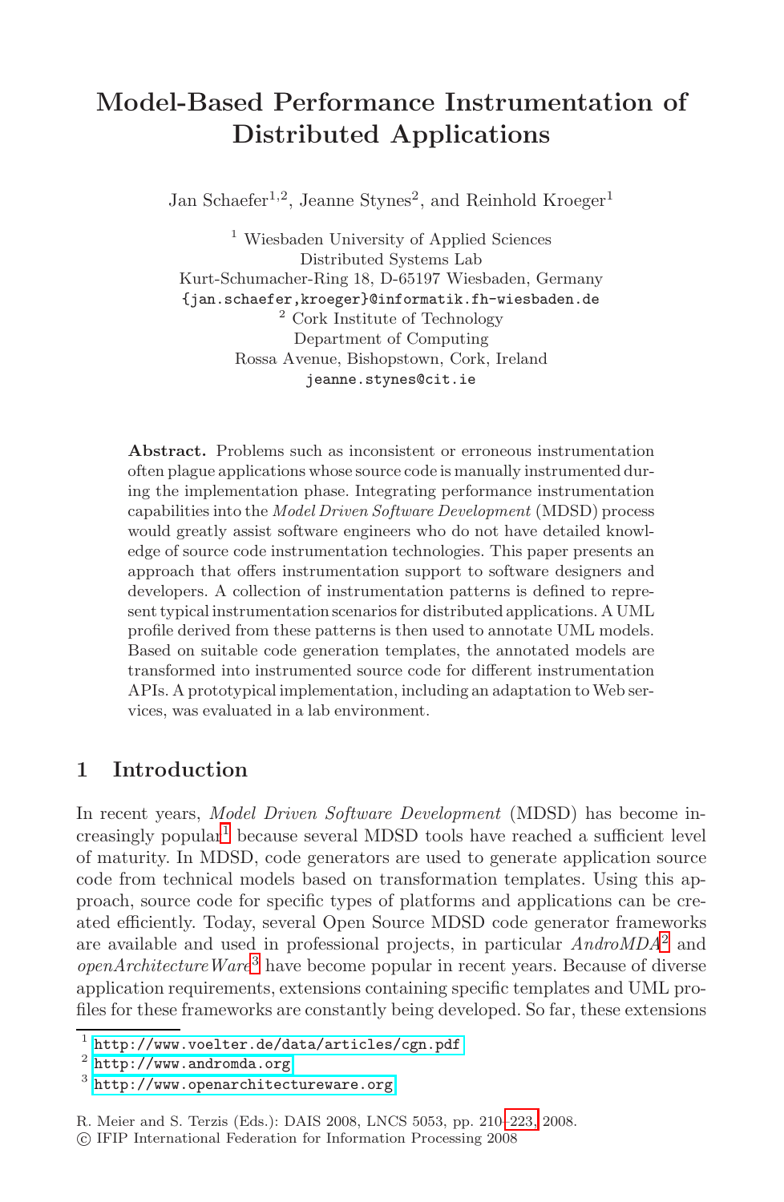# Model-Based Performance Instrumentation of Distributed Applications

Jan Schaefer[1,2], Jeanne Stynes[2], and Reinhold Kroeger[1]

[1] Wiesbaden University of Applied Sciences
Distributed Systems Lab
Kurt-Schumacher-Ring 18, D-65197 Wiesbaden, Germany
{jan.schaefer,kroeger}@informatik.fh-wiesbaden.de

[2] Cork Institute of Technology
Department of Computing
Rossa Avenue, Bishopstown, Cork, Ireland
jeanne.stynes@cit.ie

**Abstract.** Problems such as inconsistent or erroneous instrumentation often plague applications whose source code is manually instrumented during the implementation phase. Integrating performance instrumentation capabilities into the *Model Driven Software Development* (MDSD) process would greatly assist software engineers who do not have detailed knowledge of source code instrumentation technologies. This paper presents an approach that offers instrumentation support to software designers and developers. A collection of instrumentation patterns is defined to represent typical instrumentation scenarios for distributed applications. A UML profile derived from these patterns is then used to annotate UML models. Based on suitable code generation templates, the annotated models are transformed into instrumented source code for different instrumentation APIs. A prototypical implementation, including an adaptation to Web services, was evaluated in a lab environment.

## 1 Introduction

In recent years, *Model Driven Software Development* (MDSD) has become increasingly popular[1] because several MDSD tools have reached a sufficient level of maturity. In MDSD, code generators are used to generate application source code from technical models based on transformation templates. Using this approach, source code for specific types of platforms and applications can be created efficiently. Today, several Open Source MDSD code generator frameworks are available and used in professional projects, in particular *AndroMDA*[2] and *openArchitectureWare*[3] have become popular in recent years. Because of diverse application requirements, extensions containing specific templates and UML profiles for these frameworks are constantly being developed. So far, these extensions

[1] http://www.voelter.de/data/articles/cgn.pdf

[2] http://www.andromda.org

[3] http://www.openarchitectureware.org

R. Meier and S. Terzis (Eds.): DAIS 2008, LNCS 5053, pp. 210–223, 2008.
© IFIP International Federation for Information Processing 2008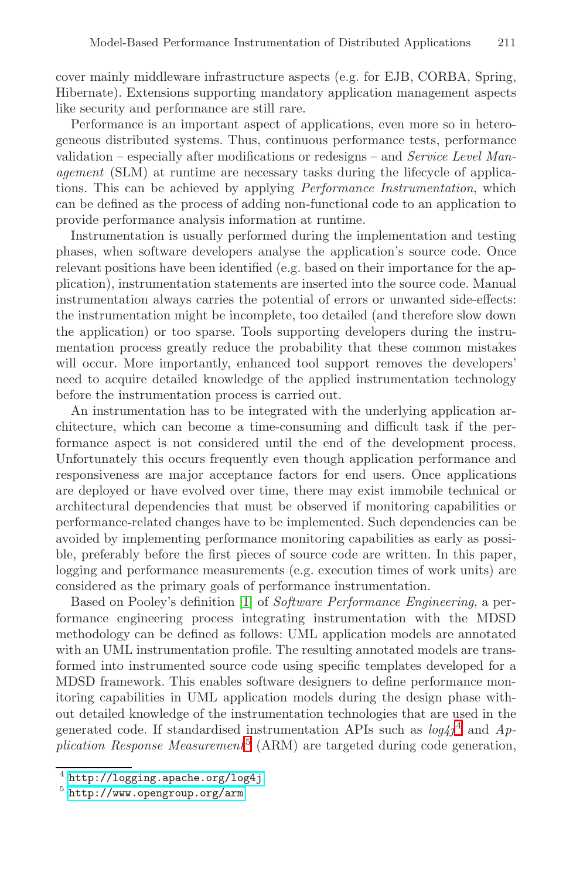cover mainly middleware infrastructure aspects (e.g. for EJB, CORBA, Spring, Hibernate). Extensions supporting mandatory application management aspects like security and performance are still rare.

Performance is an important aspect of applications, even more so in heterogeneous distributed systems. Thus, continuous performance tests, performance validation – especially after modifications or redesigns – and *Service Level Management* (SLM) at runtime are necessary tasks during the lifecycle of applications. This can be achieved by applying *Performance Instrumentation*, which can be defined as the process of adding non-functional code to an application to provide performance analysis information at runtime.

Instrumentation is usually performed during the implementation and testing phases, when software developers analyse the application's source code. Once relevant positions have been identified (e.g. based on their importance for the application), instrumentation statements are inserted into the source code. Manual instrumentation always carries the potential of errors or unwanted side-effects: the instrumentation might be incomplete, too detailed (and therefore slow down the application) or too sparse. Tools supporting developers during the instrumentation process greatly reduce the probability that these common mistakes will occur. More importantly, enhanced tool support removes the developers' need to acquire detailed knowledge of the applied instrumentation technology before the instrumentation process is carried out.

An instrumentation has to be integrated with the underlying application architecture, which can become a time-consuming and difficult task if the performance aspect is not considered until the end of the development process. Unfortunately this occurs frequently even though application performance and responsiveness are major acceptance factors for end users. Once applications are deployed or have evolved over time, there may exist immobile technical or architectural dependencies that must be observed if monitoring capabilities or performance-related changes have to be implemented. Such dependencies can be avoided by implementing performance monitoring capabilities as early as possible, preferably before the first pieces of source code are written. In this paper, logging and performance measurements (e.g. execution times of work units) are considered as the primary goals of performance instrumentation.

Based on Pooley's definition [1] of *Software Performance Engineering*, a performance engineering process integrating instrumentation with the MDSD methodology can be defined as follows: UML application models are annotated with an UML instrumentation profile. The resulting annotated models are transformed into instrumented source code using specific templates developed for a MDSD framework. This enables software designers to define performance monitoring capabilities in UML application models during the design phase without detailed knowledge of the instrumentation technologies that are used in the generated code. If standardised instrumentation APIs such as *log4j*[4] and *Application Response Measurement*[5] (ARM) are targeted during code generation,

[4] http://logging.apache.org/log4j

[5] http://www.opengroup.org/arm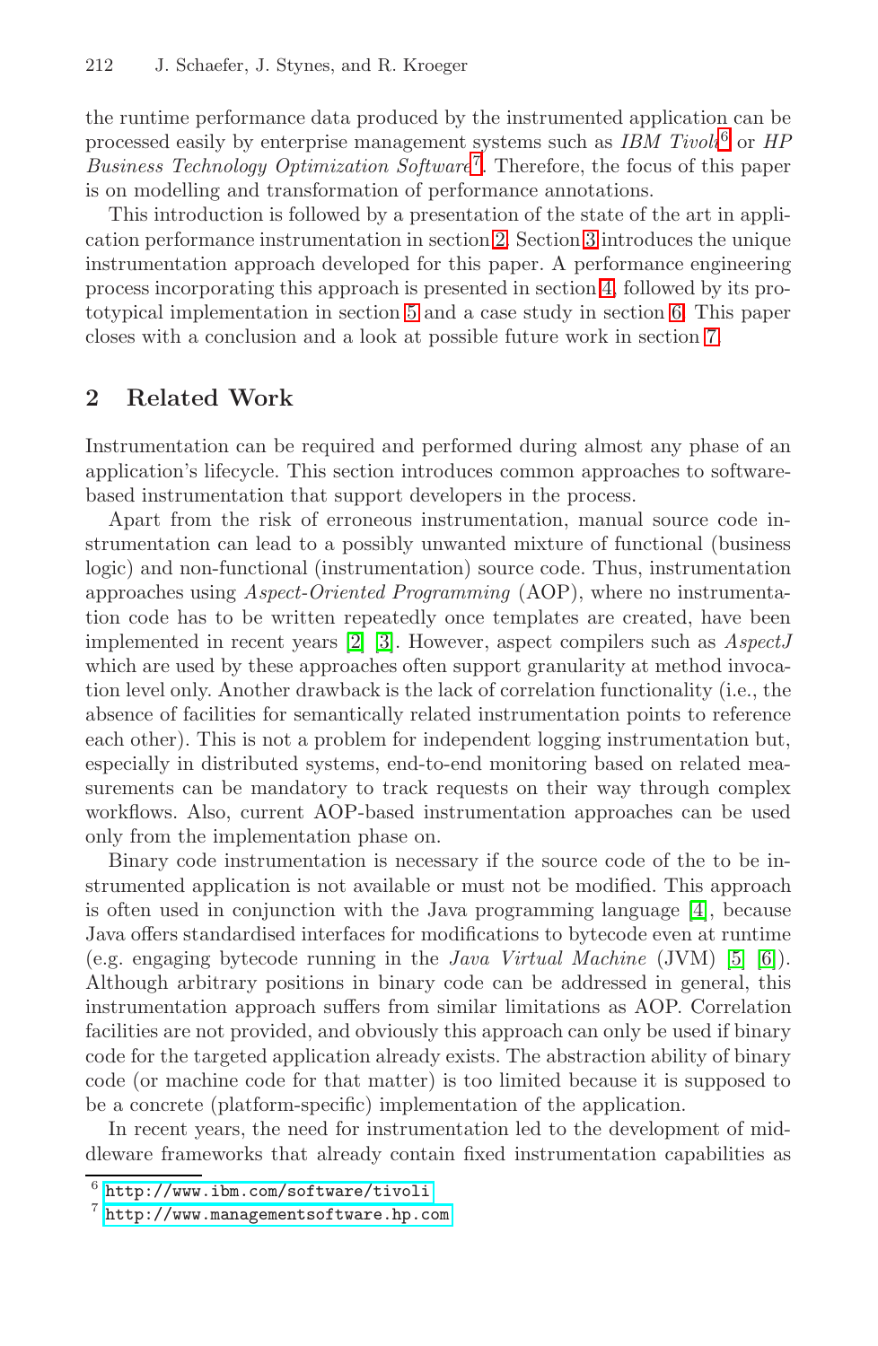the runtime performance data produced by the instrumented application can be processed easily by enterprise management systems such as *IBM Tivoli*[6] or *HP Business Technology Optimization Software*[7]. Therefore, the focus of this paper is on modelling and transformation of performance annotations.

This introduction is followed by a presentation of the state of the art in application performance instrumentation in section 2. Section 3 introduces the unique instrumentation approach developed for this paper. A performance engineering process incorporating this approach is presented in section 4, followed by its prototypical implementation in section 5 and a case study in section 6. This paper closes with a conclusion and a look at possible future work in section 7.

## 2 Related Work

Instrumentation can be required and performed during almost any phase of an application's lifecycle. This section introduces common approaches to software-based instrumentation that support developers in the process.

Apart from the risk of erroneous instrumentation, manual source code instrumentation can lead to a possibly unwanted mixture of functional (business logic) and non-functional (instrumentation) source code. Thus, instrumentation approaches using *Aspect-Oriented Programming* (AOP), where no instrumentation code has to be written repeatedly once templates are created, have been implemented in recent years [2] [3]. However, aspect compilers such as *AspectJ* which are used by these approaches often support granularity at method invocation level only. Another drawback is the lack of correlation functionality (i.e., the absence of facilities for semantically related instrumentation points to reference each other). This is not a problem for independent logging instrumentation but, especially in distributed systems, end-to-end monitoring based on related measurements can be mandatory to track requests on their way through complex workflows. Also, current AOP-based instrumentation approaches can be used only from the implementation phase on.

Binary code instrumentation is necessary if the source code of the to be instrumented application is not available or must not be modified. This approach is often used in conjunction with the Java programming language [4], because Java offers standardised interfaces for modifications to bytecode even at runtime (e.g. engaging bytecode running in the *Java Virtual Machine* (JVM) [5] [6]). Although arbitrary positions in binary code can be addressed in general, this instrumentation approach suffers from similar limitations as AOP. Correlation facilities are not provided, and obviously this approach can only be used if binary code for the targeted application already exists. The abstraction ability of binary code (or machine code for that matter) is too limited because it is supposed to be a concrete (platform-specific) implementation of the application.

In recent years, the need for instrumentation led to the development of middleware frameworks that already contain fixed instrumentation capabilities as

[6] http://www.ibm.com/software/tivoli

[7] http://www.managementsoftware.hp.com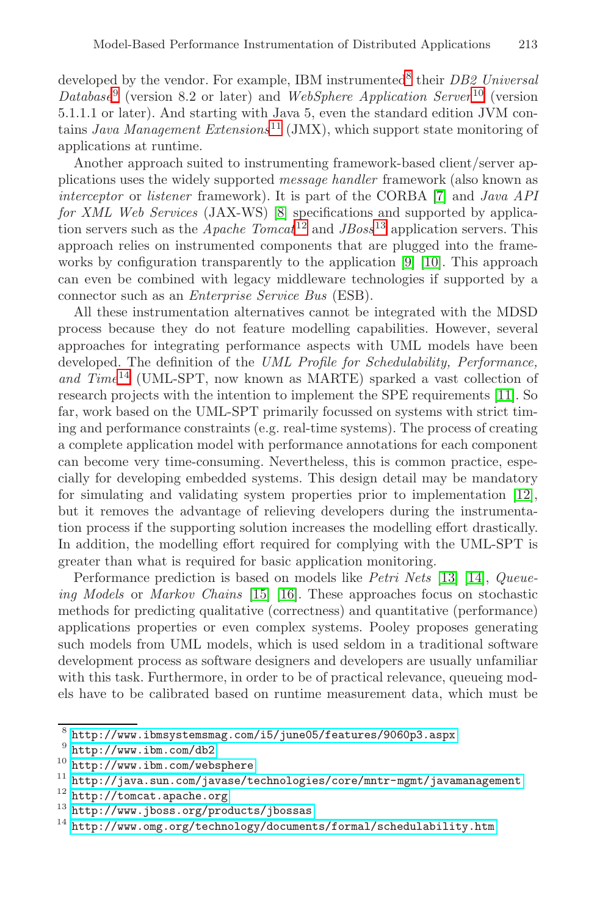developed by the vendor. For example, IBM instrumented[8] their *DB2 Universal Database*[9] (version 8.2 or later) and *WebSphere Application Server*[10] (version 5.1.1.1 or later). And starting with Java 5, even the standard edition JVM contains *Java Management Extensions*[11] (JMX), which support state monitoring of applications at runtime.

Another approach suited to instrumenting framework-based client/server applications uses the widely supported *message handler* framework (also known as *interceptor* or *listener* framework). It is part of the CORBA [7] and *Java API for XML Web Services* (JAX-WS) [8] specifications and supported by application servers such as the *Apache Tomcat*[12] and *JBoss*[13] application servers. This approach relies on instrumented components that are plugged into the frameworks by configuration transparently to the application [9] [10]. This approach can even be combined with legacy middleware technologies if supported by a connector such as an *Enterprise Service Bus* (ESB).

All these instrumentation alternatives cannot be integrated with the MDSD process because they do not feature modelling capabilities. However, several approaches for integrating performance aspects with UML models have been developed. The definition of the *UML Profile for Schedulability, Performance, and Time*[14] (UML-SPT, now known as MARTE) sparked a vast collection of research projects with the intention to implement the SPE requirements [11]. So far, work based on the UML-SPT primarily focussed on systems with strict timing and performance constraints (e.g. real-time systems). The process of creating a complete application model with performance annotations for each component can become very time-consuming. Nevertheless, this is common practice, especially for developing embedded systems. This design detail may be mandatory for simulating and validating system properties prior to implementation [12], but it removes the advantage of relieving developers during the instrumentation process if the supporting solution increases the modelling effort drastically. In addition, the modelling effort required for complying with the UML-SPT is greater than what is required for basic application monitoring.

Performance prediction is based on models like *Petri Nets* [13] [14], *Queueing Models* or *Markov Chains* [15] [16]. These approaches focus on stochastic methods for predicting qualitative (correctness) and quantitative (performance) applications properties or even complex systems. Pooley proposes generating such models from UML models, which is used seldom in a traditional software development process as software designers and developers are usually unfamiliar with this task. Furthermore, in order to be of practical relevance, queueing models have to be calibrated based on runtime measurement data, which must be

---

[8] http://www.ibmsystemsmag.com/i5/june05/features/9060p3.aspx

[9] http://www.ibm.com/db2

[10] http://www.ibm.com/websphere

[11] http://java.sun.com/javase/technologies/core/mntr-mgmt/javamanagement

[12] http://tomcat.apache.org

[13] http://www.jboss.org/products/jbossas

[14] http://www.omg.org/technology/documents/formal/schedulability.htm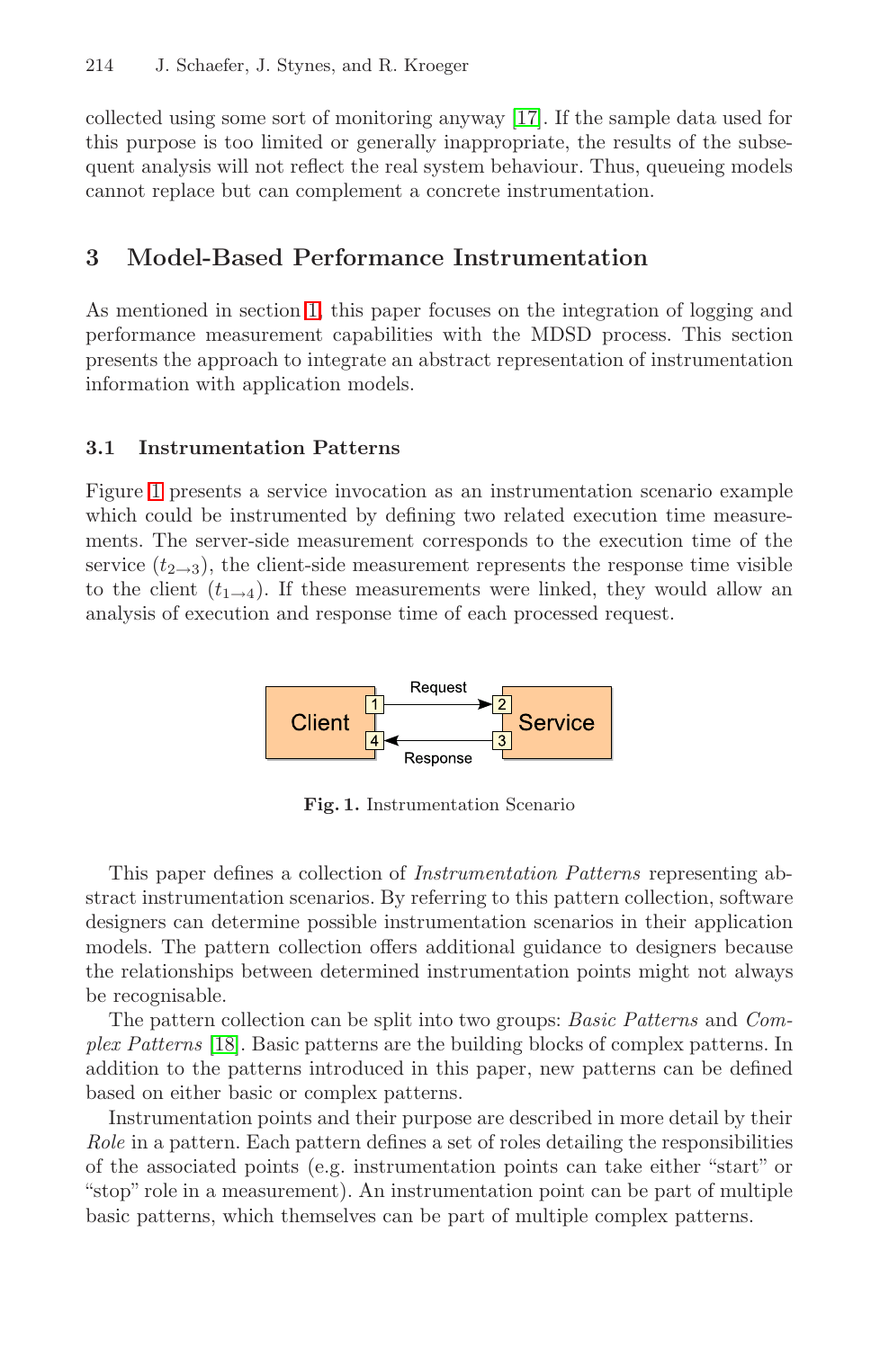collected using some sort of monitoring anyway [17]. If the sample data used for this purpose is too limited or generally inappropriate, the results of the subsequent analysis will not reflect the real system behaviour. Thus, queueing models cannot replace but can complement a concrete instrumentation.

## 3 Model-Based Performance Instrumentation

As mentioned in section 1, this paper focuses on the integration of logging and performance measurement capabilities with the MDSD process. This section presents the approach to integrate an abstract representation of instrumentation information with application models.

### 3.1 Instrumentation Patterns

Figure 1 presents a service invocation as an instrumentation scenario example which could be instrumented by defining two related execution time measurements. The server-side measurement corresponds to the execution time of the service ($t_{2\rightarrow 3}$), the client-side measurement represents the response time visible to the client ($t_{1\rightarrow 4}$). If these measurements were linked, they would allow an analysis of execution and response time of each processed request.

Client
1
4
Request
Response
2
3
Service

**Fig. 1.** Instrumentation Scenario

This paper defines a collection of *Instrumentation Patterns* representing abstract instrumentation scenarios. By referring to this pattern collection, software designers can determine possible instrumentation scenarios in their application models. The pattern collection offers additional guidance to designers because the relationships between determined instrumentation points might not always be recognisable.

The pattern collection can be split into two groups: *Basic Patterns* and *Complex Patterns* [18]. Basic patterns are the building blocks of complex patterns. In addition to the patterns introduced in this paper, new patterns can be defined based on either basic or complex patterns.

Instrumentation points and their purpose are described in more detail by their *Role* in a pattern. Each pattern defines a set of roles detailing the responsibilities of the associated points (e.g. instrumentation points can take either "start" or "stop" role in a measurement). An instrumentation point can be part of multiple basic patterns, which themselves can be part of multiple complex patterns.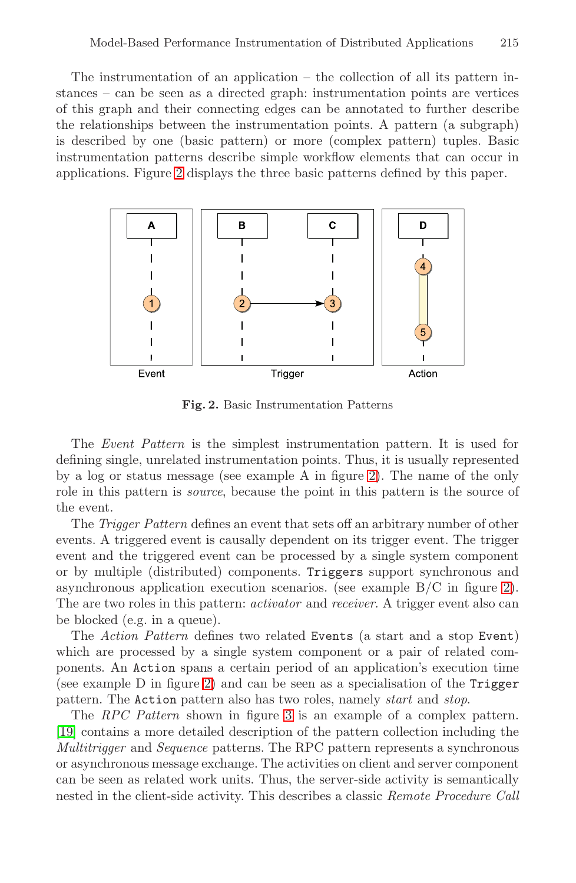The instrumentation of an application – the collection of all its pattern instances – can be seen as a directed graph: instrumentation points are vertices of this graph and their connecting edges can be annotated to further describe the relationships between the instrumentation points. A pattern (a subgraph) is described by one (basic pattern) or more (complex pattern) tuples. Basic instrumentation patterns describe simple workflow elements that can occur in applications. Figure 2 displays the three basic patterns defined by this paper.

A
1
Event

B
C
2
3
Trigger

D
4
5
Action

**Fig. 2.** Basic Instrumentation Patterns

The *Event Pattern* is the simplest instrumentation pattern. It is used for defining single, unrelated instrumentation points. Thus, it is usually represented by a log or status message (see example A in figure 2). The name of the only role in this pattern is *source*, because the point in this pattern is the source of the event.

The *Trigger Pattern* defines an event that sets off an arbitrary number of other events. A triggered event is causally dependent on its trigger event. The trigger event and the triggered event can be processed by a single system component or by multiple (distributed) components. `Triggers` support synchronous and asynchronous application execution scenarios. (see example B/C in figure 2). The are two roles in this pattern: *activator* and *receiver*. A trigger event also can be blocked (e.g. in a queue).

The *Action Pattern* defines two related `Events` (a start and a stop `Event`) which are processed by a single system component or a pair of related components. An `Action` spans a certain period of an application's execution time (see example D in figure 2) and can be seen as a specialisation of the `Trigger` pattern. The `Action` pattern also has two roles, namely *start* and *stop*.

The *RPC Pattern* shown in figure 3 is an example of a complex pattern. [19] contains a more detailed description of the pattern collection including the *Multitrigger* and *Sequence* patterns. The RPC pattern represents a synchronous or asynchronous message exchange. The activities on client and server component can be seen as related work units. Thus, the server-side activity is semantically nested in the client-side activity. This describes a classic *Remote Procedure Call*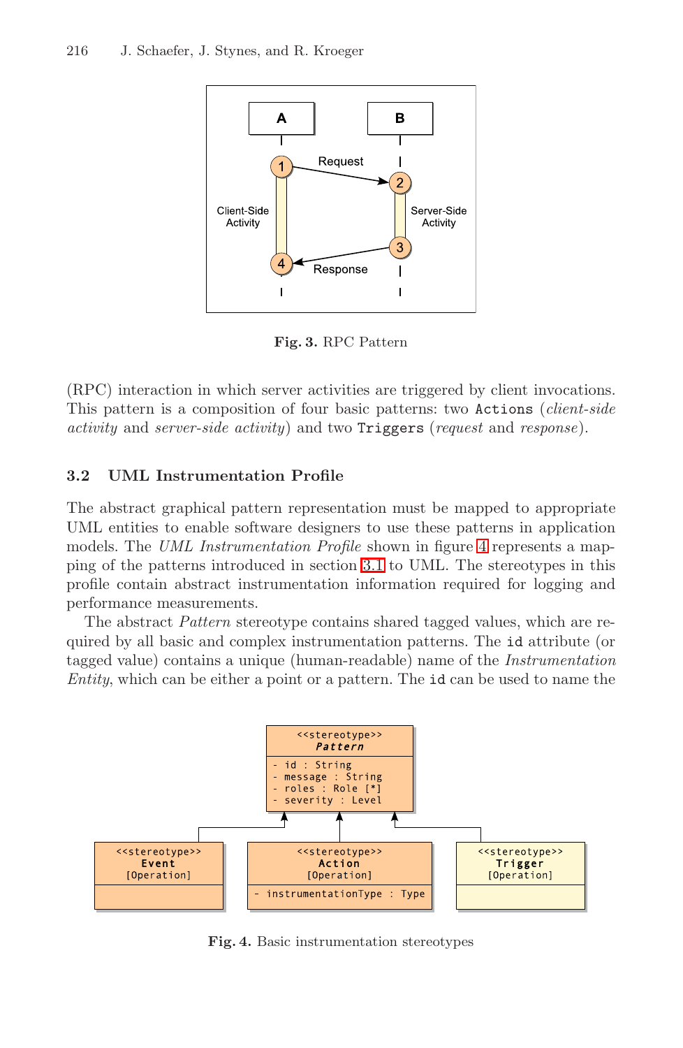**Fig. 3.** RPC Pattern

(RPC) interaction in which server activities are triggered by client invocations. This pattern is a composition of four basic patterns: two `Actions` (*client-side activity* and *server-side activity*) and two `Triggers` (*request* and *response*).

### 3.2 UML Instrumentation Profile

The abstract graphical pattern representation must be mapped to appropriate UML entities to enable software designers to use these patterns in application models. The *UML Instrumentation Profile* shown in figure 4 represents a mapping of the patterns introduced in section 3.1 to UML. The stereotypes in this profile contain abstract instrumentation information required for logging and performance measurements.

The abstract *Pattern* stereotype contains shared tagged values, which are required by all basic and complex instrumentation patterns. The `id` attribute (or tagged value) contains a unique (human-readable) name of the *Instrumentation Entity*, which can be either a point or a pattern. The `id` can be used to name the

**Fig. 4.** Basic instrumentation stereotypes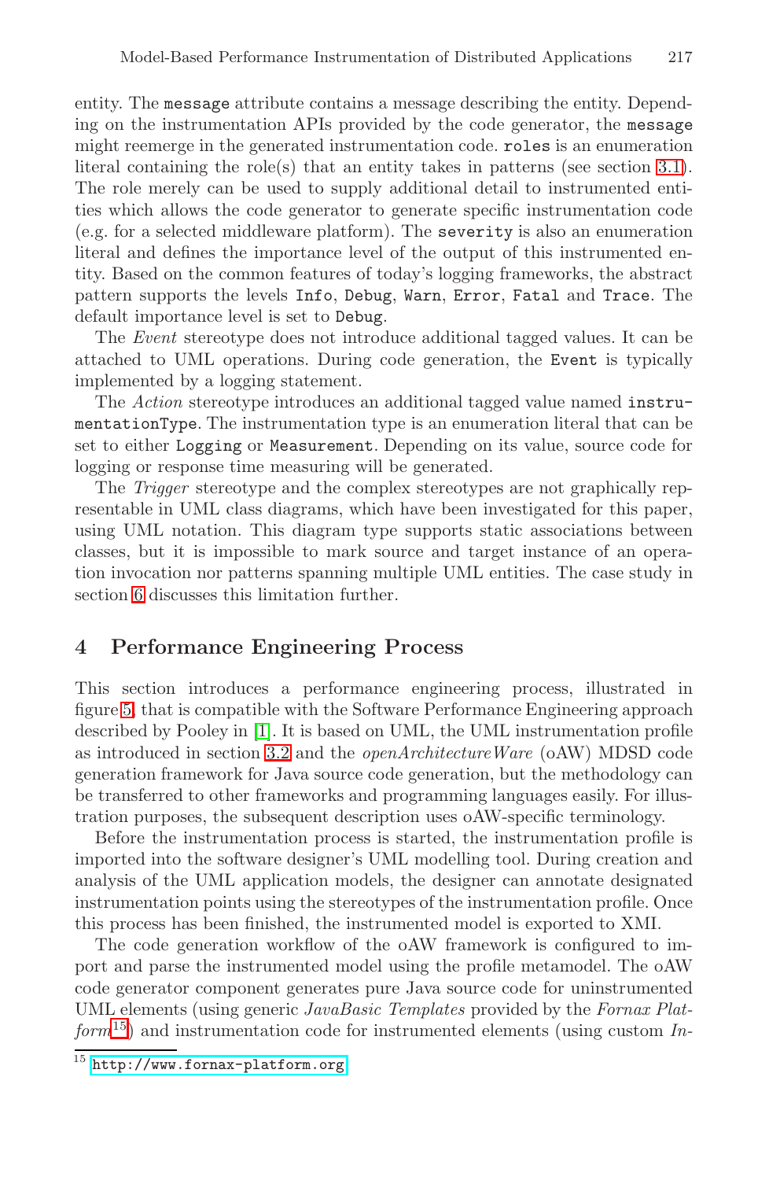entity. The `message` attribute contains a message describing the entity. Depending on the instrumentation APIs provided by the code generator, the `message` might reemerge in the generated instrumentation code. `roles` is an enumeration literal containing the role(s) that an entity takes in patterns (see section 3.1). The role merely can be used to supply additional detail to instrumented entities which allows the code generator to generate specific instrumentation code (e.g. for a selected middleware platform). The `severity` is also an enumeration literal and defines the importance level of the output of this instrumented entity. Based on the common features of today's logging frameworks, the abstract pattern supports the levels `Info`, `Debug`, `Warn`, `Error`, `Fatal` and `Trace`. The default importance level is set to `Debug`.

The *Event* stereotype does not introduce additional tagged values. It can be attached to UML operations. During code generation, the `Event` is typically implemented by a logging statement.

The *Action* stereotype introduces an additional tagged value named `instrumentationType`. The instrumentation type is an enumeration literal that can be set to either `Logging` or `Measurement`. Depending on its value, source code for logging or response time measuring will be generated.

The *Trigger* stereotype and the complex stereotypes are not graphically representable in UML class diagrams, which have been investigated for this paper, using UML notation. This diagram type supports static associations between classes, but it is impossible to mark source and target instance of an operation invocation nor patterns spanning multiple UML entities. The case study in section 6 discusses this limitation further.

## 4 Performance Engineering Process

This section introduces a performance engineering process, illustrated in figure 5, that is compatible with the Software Performance Engineering approach described by Pooley in [1]. It is based on UML, the UML instrumentation profile as introduced in section 3.2 and the *openArchitectureWare* (oAW) MDSD code generation framework for Java source code generation, but the methodology can be transferred to other frameworks and programming languages easily. For illustration purposes, the subsequent description uses oAW-specific terminology.

Before the instrumentation process is started, the instrumentation profile is imported into the software designer's UML modelling tool. During creation and analysis of the UML application models, the designer can annotate designated instrumentation points using the stereotypes of the instrumentation profile. Once this process has been finished, the instrumented model is exported to XMI.

The code generation workflow of the oAW framework is configured to import and parse the instrumented model using the profile metamodel. The oAW code generator component generates pure Java source code for uninstrumented UML elements (using generic *JavaBasic Templates* provided by the *Fornax Platform*[15]) and instrumentation code for instrumented elements (using custom *In-*

[15] http://www.fornax-platform.org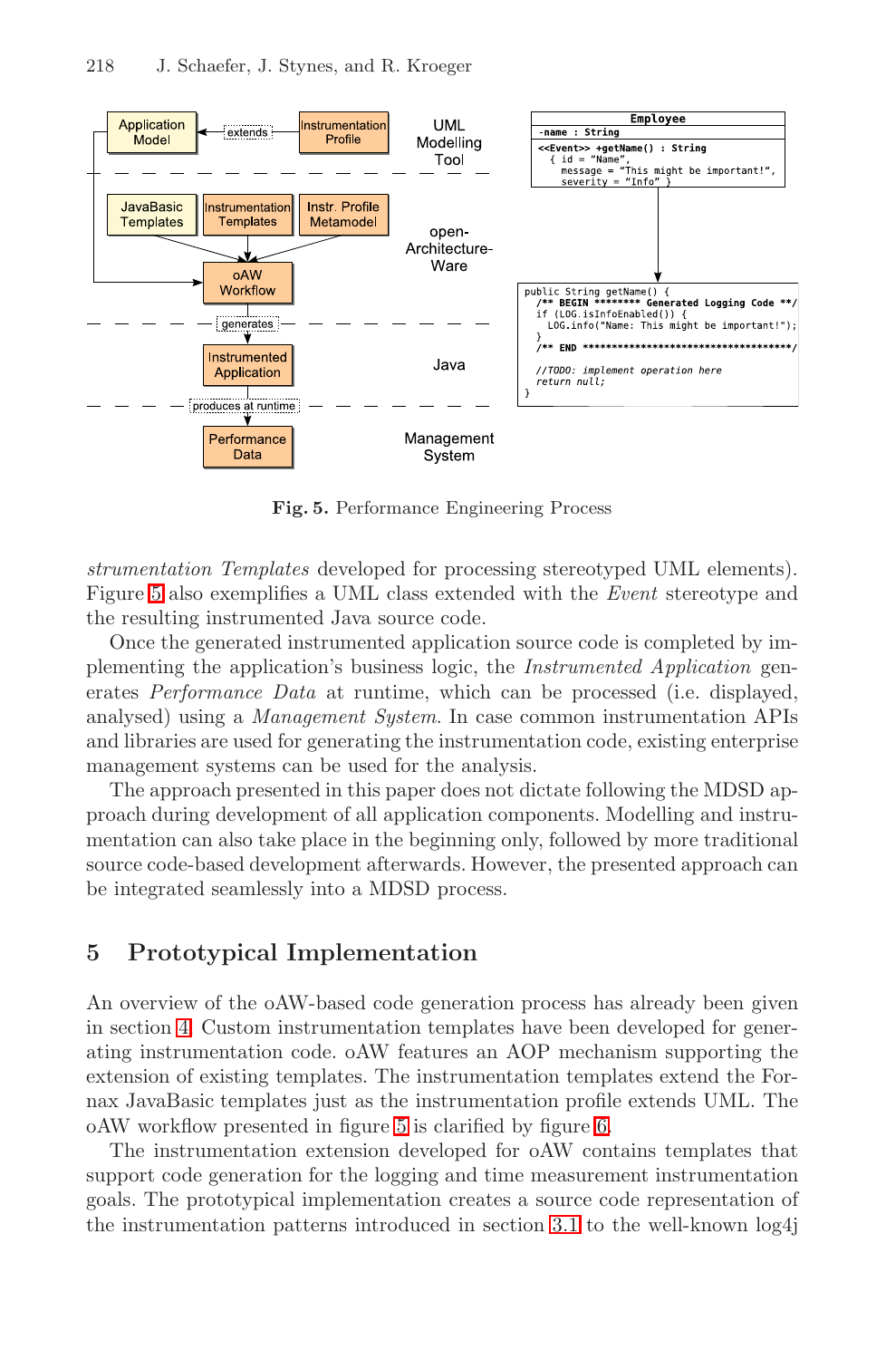Application Model
extends
Instrumentation Profile
UML Modelling Tool

JavaBasic Templates
Instrumentation Templates
Instr. Profile Metamodel
open-Architecture-Ware

oAW Workflow
generates
Instrumented Application
Java
produces at runtime
Performance Data
Management System

```
Employee
-name : String
<<Event>> +getName() : String
  { id = "Name",
    message = "This might be important!",
    severity = "Info" }
```

```
public String getName() {
  /** BEGIN ******** Generated Logging Code **/
  if (LOG.isInfoEnabled()) {
    LOG.info("Name: This might be important!");
  }
  /** END ************************************/

  //TODO: implement operation here
  return null;
}
```

**Fig. 5.** Performance Engineering Process

*strumentation Templates* developed for processing stereotyped UML elements). Figure 5 also exemplifies a UML class extended with the *Event* stereotype and the resulting instrumented Java source code.

Once the generated instrumented application source code is completed by implementing the application's business logic, the *Instrumented Application* generates *Performance Data* at runtime, which can be processed (i.e. displayed, analysed) using a *Management System*. In case common instrumentation APIs and libraries are used for generating the instrumentation code, existing enterprise management systems can be used for the analysis.

The approach presented in this paper does not dictate following the MDSD approach during development of all application components. Modelling and instrumentation can also take place in the beginning only, followed by more traditional source code-based development afterwards. However, the presented approach can be integrated seamlessly into a MDSD process.

## 5 Prototypical Implementation

An overview of the oAW-based code generation process has already been given in section 4. Custom instrumentation templates have been developed for generating instrumentation code. oAW features an AOP mechanism supporting the extension of existing templates. The instrumentation templates extend the Fornax JavaBasic templates just as the instrumentation profile extends UML. The oAW workflow presented in figure 5 is clarified by figure 6.

The instrumentation extension developed for oAW contains templates that support code generation for the logging and time measurement instrumentation goals. The prototypical implementation creates a source code representation of the instrumentation patterns introduced in section 3.1 to the well-known log4j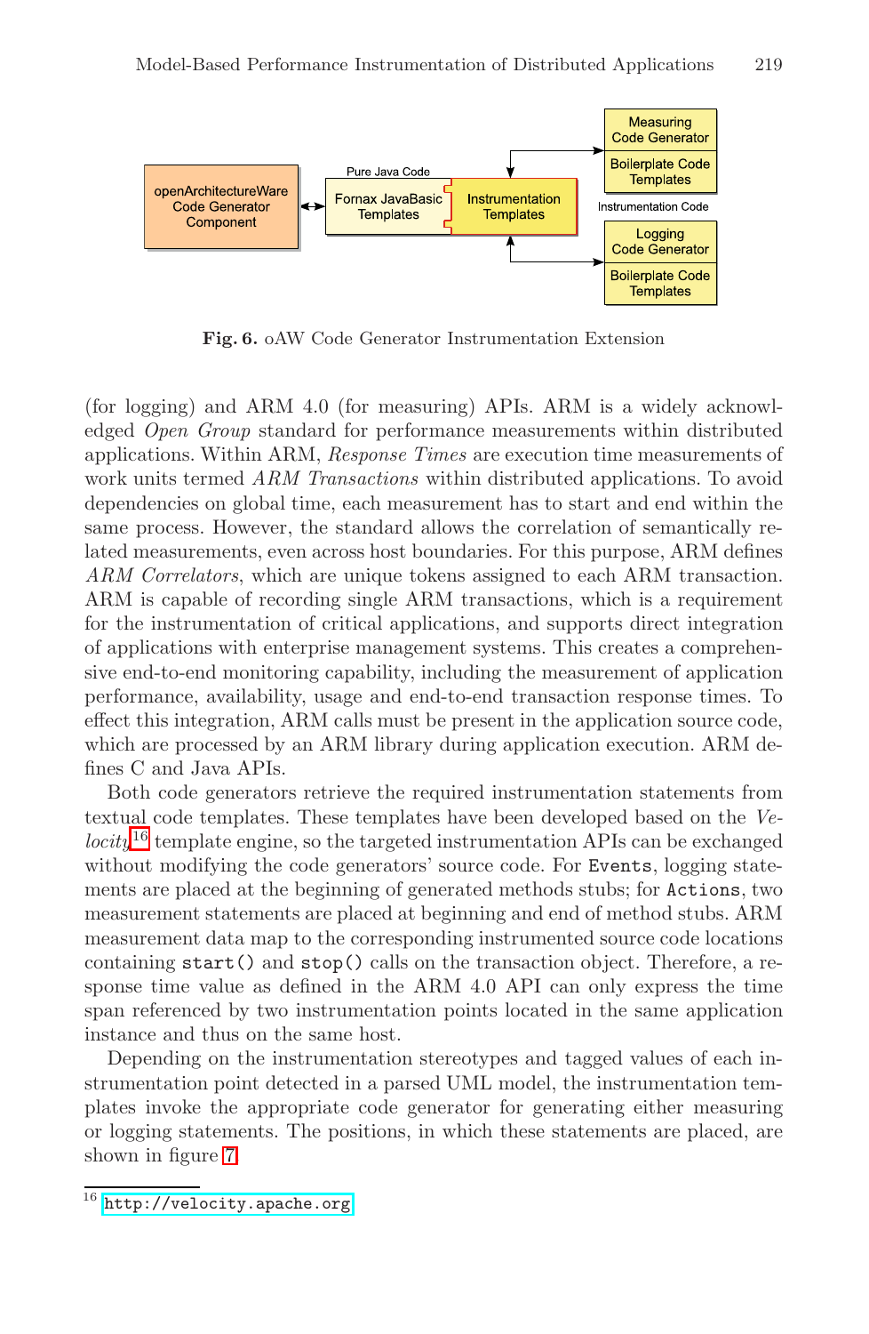openArchitectureWare Code Generator Component

Pure Java Code

Fornax JavaBasic Templates

Instrumentation Templates

Measuring Code Generator

Boilerplate Code Templates

Instrumentation Code

Logging Code Generator

Boilerplate Code Templates

**Fig. 6.** oAW Code Generator Instrumentation Extension

(for logging) and ARM 4.0 (for measuring) APIs. ARM is a widely acknowledged *Open Group* standard for performance measurements within distributed applications. Within ARM, *Response Times* are execution time measurements of work units termed *ARM Transactions* within distributed applications. To avoid dependencies on global time, each measurement has to start and end within the same process. However, the standard allows the correlation of semantically related measurements, even across host boundaries. For this purpose, ARM defines *ARM Correlators*, which are unique tokens assigned to each ARM transaction. ARM is capable of recording single ARM transactions, which is a requirement for the instrumentation of critical applications, and supports direct integration of applications with enterprise management systems. This creates a comprehensive end-to-end monitoring capability, including the measurement of application performance, availability, usage and end-to-end transaction response times. To effect this integration, ARM calls must be present in the application source code, which are processed by an ARM library during application execution. ARM defines C and Java APIs.

Both code generators retrieve the required instrumentation statements from textual code templates. These templates have been developed based on the *Velocity*[16] template engine, so the targeted instrumentation APIs can be exchanged without modifying the code generators' source code. For `Events`, logging statements are placed at the beginning of generated methods stubs; for `Actions`, two measurement statements are placed at beginning and end of method stubs. ARM measurement data map to the corresponding instrumented source code locations containing `start()` and `stop()` calls on the transaction object. Therefore, a response time value as defined in the ARM 4.0 API can only express the time span referenced by two instrumentation points located in the same application instance and thus on the same host.

Depending on the instrumentation stereotypes and tagged values of each instrumentation point detected in a parsed UML model, the instrumentation templates invoke the appropriate code generator for generating either measuring or logging statements. The positions, in which these statements are placed, are shown in figure 7.

[16] http://velocity.apache.org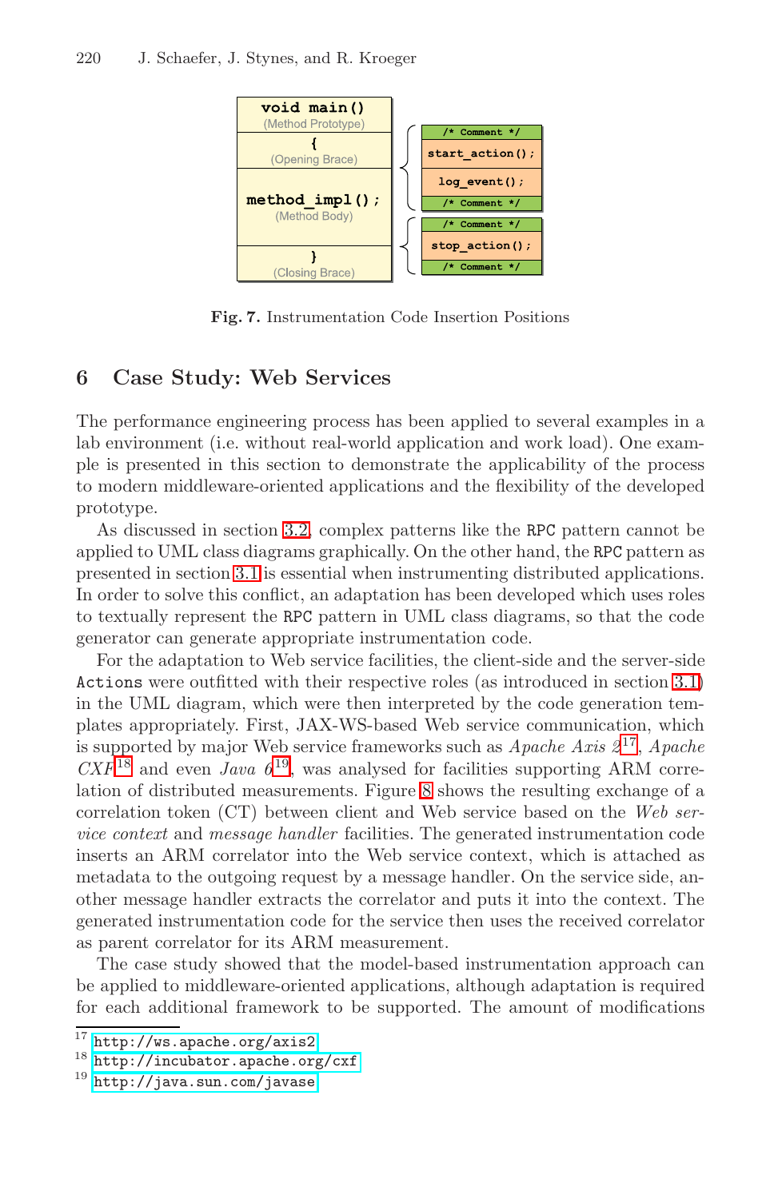void main()
(Method Prototype)

{
(Opening Brace)

method_impl();
(Method Body)

}
(Closing Brace)

/* Comment */
start_action();
log_event();
/* Comment */

/* Comment */
stop_action();
/* Comment */

**Fig. 7.** Instrumentation Code Insertion Positions

## 6 Case Study: Web Services

The performance engineering process has been applied to several examples in a lab environment (i.e. without real-world application and work load). One example is presented in this section to demonstrate the applicability of the process to modern middleware-oriented applications and the flexibility of the developed prototype.

As discussed in section 3.2, complex patterns like the `RPC` pattern cannot be applied to UML class diagrams graphically. On the other hand, the `RPC` pattern as presented in section 3.1 is essential when instrumenting distributed applications. In order to solve this conflict, an adaptation has been developed which uses roles to textually represent the `RPC` pattern in UML class diagrams, so that the code generator can generate appropriate instrumentation code.

For the adaptation to Web service facilities, the client-side and the server-side `Actions` were outfitted with their respective roles (as introduced in section 3.1) in the UML diagram, which were then interpreted by the code generation templates appropriately. First, JAX-WS-based Web service communication, which is supported by major Web service frameworks such as *Apache Axis 2*[17], *Apache CXF*[18] and even *Java 6*[19], was analysed for facilities supporting ARM correlation of distributed measurements. Figure 8 shows the resulting exchange of a correlation token (CT) between client and Web service based on the *Web service context* and *message handler* facilities. The generated instrumentation code inserts an ARM correlator into the Web service context, which is attached as metadata to the outgoing request by a message handler. On the service side, another message handler extracts the correlator and puts it into the context. The generated instrumentation code for the service then uses the received correlator as parent correlator for its ARM measurement.

The case study showed that the model-based instrumentation approach can be applied to middleware-oriented applications, although adaptation is required for each additional framework to be supported. The amount of modifications

[17] http://ws.apache.org/axis2

[18] http://incubator.apache.org/cxf

[19] http://java.sun.com/javase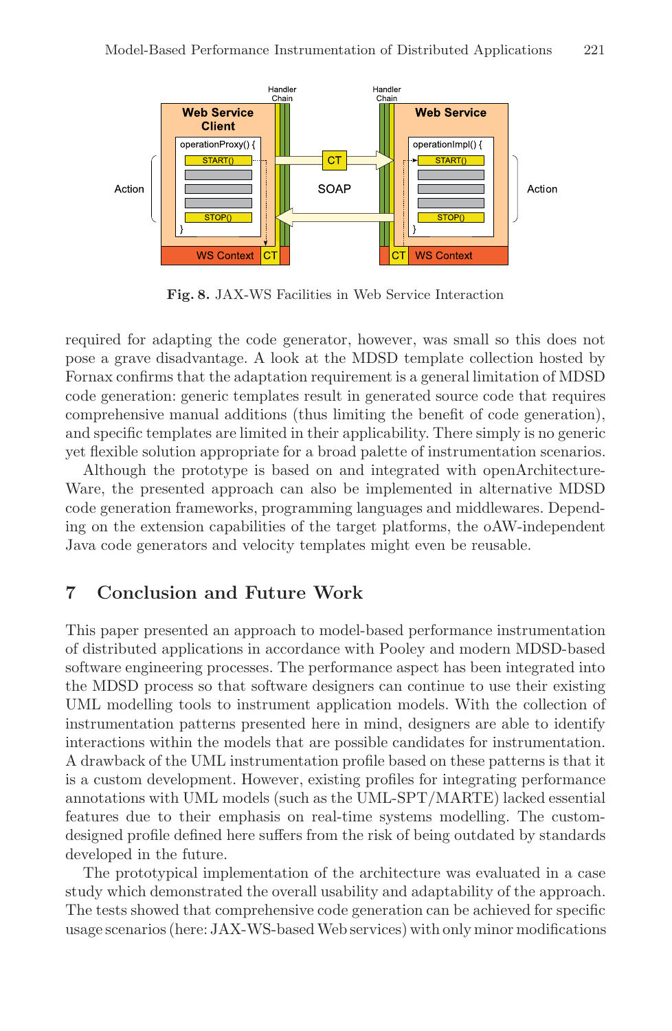Handler Chain

Handler Chain

Web Service Client

operationProxy() {

START()

STOP()

}

WS Context

CT

CT

SOAP

Web Service

operationImpl() {

START()

STOP()

}

CT

WS Context

Action

Action

**Fig. 8.** JAX-WS Facilities in Web Service Interaction

required for adapting the code generator, however, was small so this does not pose a grave disadvantage. A look at the MDSD template collection hosted by Fornax confirms that the adaptation requirement is a general limitation of MDSD code generation: generic templates result in generated source code that requires comprehensive manual additions (thus limiting the benefit of code generation), and specific templates are limited in their applicability. There simply is no generic yet flexible solution appropriate for a broad palette of instrumentation scenarios.

Although the prototype is based on and integrated with openArchitectureWare, the presented approach can also be implemented in alternative MDSD code generation frameworks, programming languages and middlewares. Depending on the extension capabilities of the target platforms, the oAW-independent Java code generators and velocity templates might even be reusable.

## 7 Conclusion and Future Work

This paper presented an approach to model-based performance instrumentation of distributed applications in accordance with Pooley and modern MDSD-based software engineering processes. The performance aspect has been integrated into the MDSD process so that software designers can continue to use their existing UML modelling tools to instrument application models. With the collection of instrumentation patterns presented here in mind, designers are able to identify interactions within the models that are possible candidates for instrumentation. A drawback of the UML instrumentation profile based on these patterns is that it is a custom development. However, existing profiles for integrating performance annotations with UML models (such as the UML-SPT/MARTE) lacked essential features due to their emphasis on real-time systems modelling. The custom-designed profile defined here suffers from the risk of being outdated by standards developed in the future.

The prototypical implementation of the architecture was evaluated in a case study which demonstrated the overall usability and adaptability of the approach. The tests showed that comprehensive code generation can be achieved for specific usage scenarios (here: JAX-WS-based Web services) with only minor modifications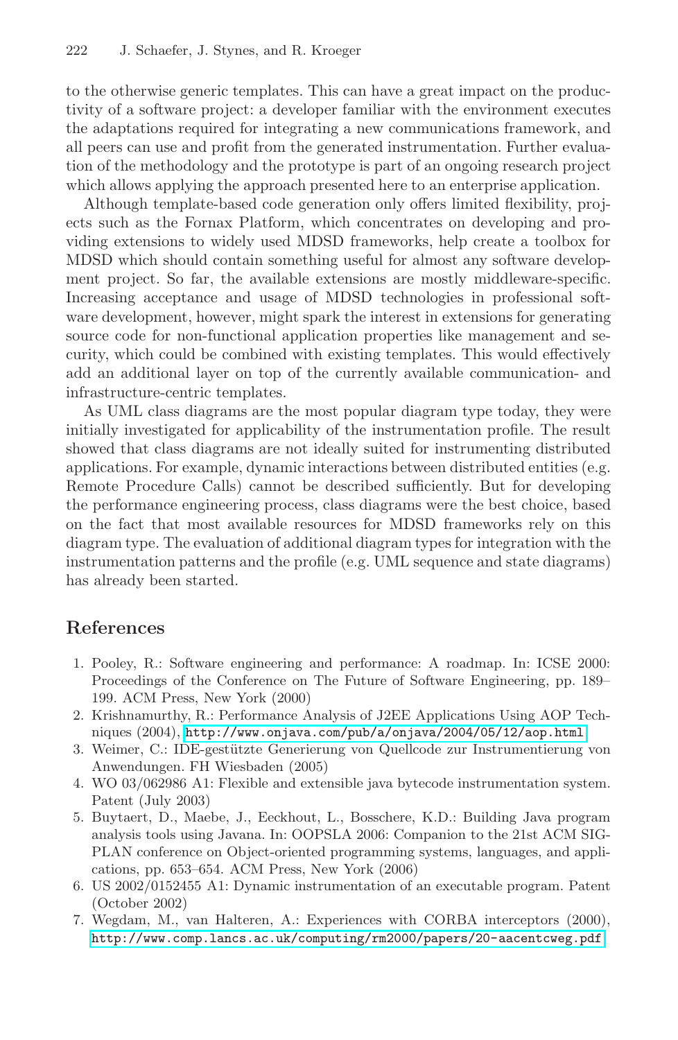to the otherwise generic templates. This can have a great impact on the productivity of a software project: a developer familiar with the environment executes the adaptations required for integrating a new communications framework, and all peers can use and profit from the generated instrumentation. Further evaluation of the methodology and the prototype is part of an ongoing research project which allows applying the approach presented here to an enterprise application.

Although template-based code generation only offers limited flexibility, projects such as the Fornax Platform, which concentrates on developing and providing extensions to widely used MDSD frameworks, help create a toolbox for MDSD which should contain something useful for almost any software development project. So far, the available extensions are mostly middleware-specific. Increasing acceptance and usage of MDSD technologies in professional software development, however, might spark the interest in extensions for generating source code for non-functional application properties like management and security, which could be combined with existing templates. This would effectively add an additional layer on top of the currently available communication- and infrastructure-centric templates.

As UML class diagrams are the most popular diagram type today, they were initially investigated for applicability of the instrumentation profile. The result showed that class diagrams are not ideally suited for instrumenting distributed applications. For example, dynamic interactions between distributed entities (e.g. Remote Procedure Calls) cannot be described sufficiently. But for developing the performance engineering process, class diagrams were the best choice, based on the fact that most available resources for MDSD frameworks rely on this diagram type. The evaluation of additional diagram types for integration with the instrumentation patterns and the profile (e.g. UML sequence and state diagrams) has already been started.

## References

1. Pooley, R.: Software engineering and performance: A roadmap. In: ICSE 2000: Proceedings of the Conference on The Future of Software Engineering, pp. 189–199. ACM Press, New York (2000)
2. Krishnamurthy, R.: Performance Analysis of J2EE Applications Using AOP Techniques (2004), http://www.onjava.com/pub/a/onjava/2004/05/12/aop.html
3. Weimer, C.: IDE-gestützte Generierung von Quellcode zur Instrumentierung von Anwendungen. FH Wiesbaden (2005)
4. WO 03/062986 A1: Flexible and extensible java bytecode instrumentation system. Patent (July 2003)
5. Buytaert, D., Maebe, J., Eeckhout, L., Bosschere, K.D.: Building Java program analysis tools using Javana. In: OOPSLA 2006: Companion to the 21st ACM SIGPLAN conference on Object-oriented programming systems, languages, and applications, pp. 653–654. ACM Press, New York (2006)
6. US 2002/0152455 A1: Dynamic instrumentation of an executable program. Patent (October 2002)
7. Wegdam, M., van Halteren, A.: Experiences with CORBA interceptors (2000), http://www.comp.lancs.ac.uk/computing/rm2000/papers/20-aacentcweg.pdf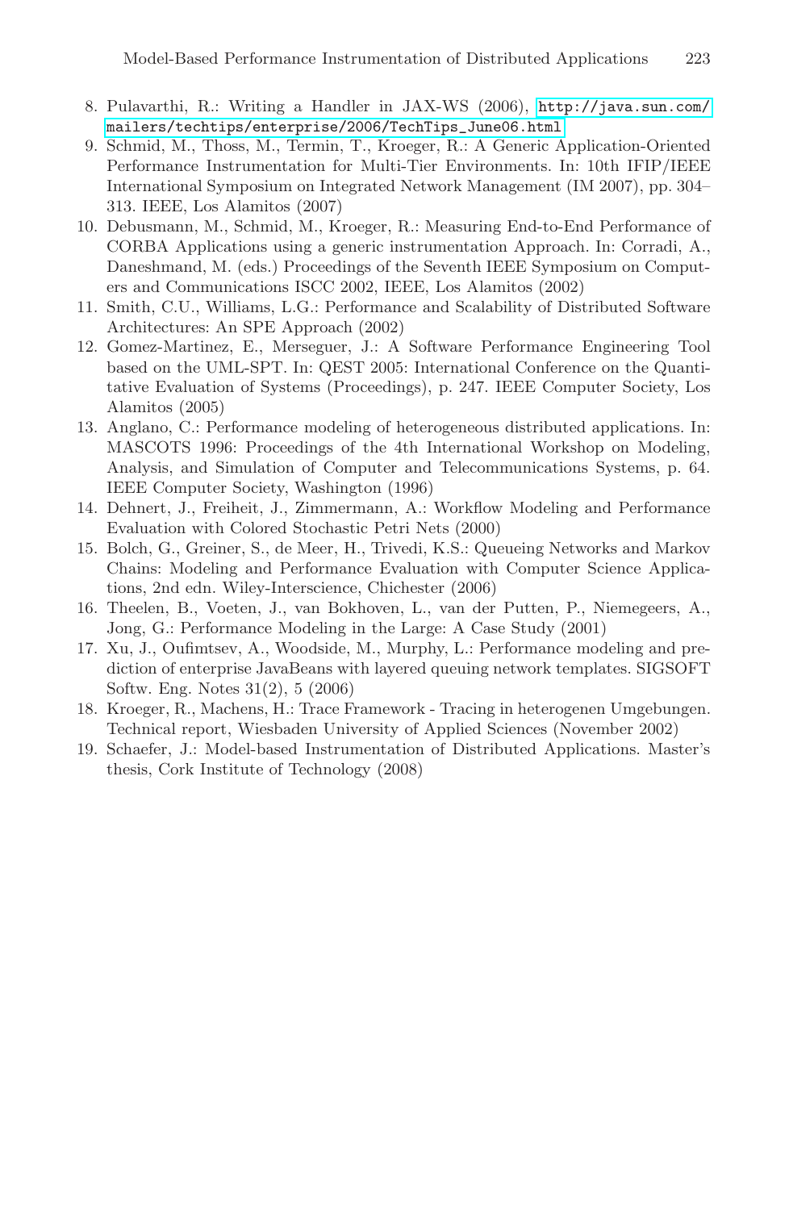8. Pulavarthi, R.: Writing a Handler in JAX-WS (2006), http://java.sun.com/mailers/techtips/enterprise/2006/TechTips_June06.html
9. Schmid, M., Thoss, M., Termin, T., Kroeger, R.: A Generic Application-Oriented Performance Instrumentation for Multi-Tier Environments. In: 10th IFIP/IEEE International Symposium on Integrated Network Management (IM 2007), pp. 304–313. IEEE, Los Alamitos (2007)
10. Debusmann, M., Schmid, M., Kroeger, R.: Measuring End-to-End Performance of CORBA Applications using a generic instrumentation Approach. In: Corradi, A., Daneshmand, M. (eds.) Proceedings of the Seventh IEEE Symposium on Computers and Communications ISCC 2002, IEEE, Los Alamitos (2002)
11. Smith, C.U., Williams, L.G.: Performance and Scalability of Distributed Software Architectures: An SPE Approach (2002)
12. Gomez-Martinez, E., Merseguer, J.: A Software Performance Engineering Tool based on the UML-SPT. In: QEST 2005: International Conference on the Quantitative Evaluation of Systems (Proceedings), p. 247. IEEE Computer Society, Los Alamitos (2005)
13. Anglano, C.: Performance modeling of heterogeneous distributed applications. In: MASCOTS 1996: Proceedings of the 4th International Workshop on Modeling, Analysis, and Simulation of Computer and Telecommunications Systems, p. 64. IEEE Computer Society, Washington (1996)
14. Dehnert, J., Freiheit, J., Zimmermann, A.: Workflow Modeling and Performance Evaluation with Colored Stochastic Petri Nets (2000)
15. Bolch, G., Greiner, S., de Meer, H., Trivedi, K.S.: Queueing Networks and Markov Chains: Modeling and Performance Evaluation with Computer Science Applications, 2nd edn. Wiley-Interscience, Chichester (2006)
16. Theelen, B., Voeten, J., van Bokhoven, L., van der Putten, P., Niemegeers, A., Jong, G.: Performance Modeling in the Large: A Case Study (2001)
17. Xu, J., Oufimtsev, A., Woodside, M., Murphy, L.: Performance modeling and prediction of enterprise JavaBeans with layered queuing network templates. SIGSOFT Softw. Eng. Notes 31(2), 5 (2006)
18. Kroeger, R., Machens, H.: Trace Framework - Tracing in heterogenen Umgebungen. Technical report, Wiesbaden University of Applied Sciences (November 2002)
19. Schaefer, J.: Model-based Instrumentation of Distributed Applications. Master's thesis, Cork Institute of Technology (2008)